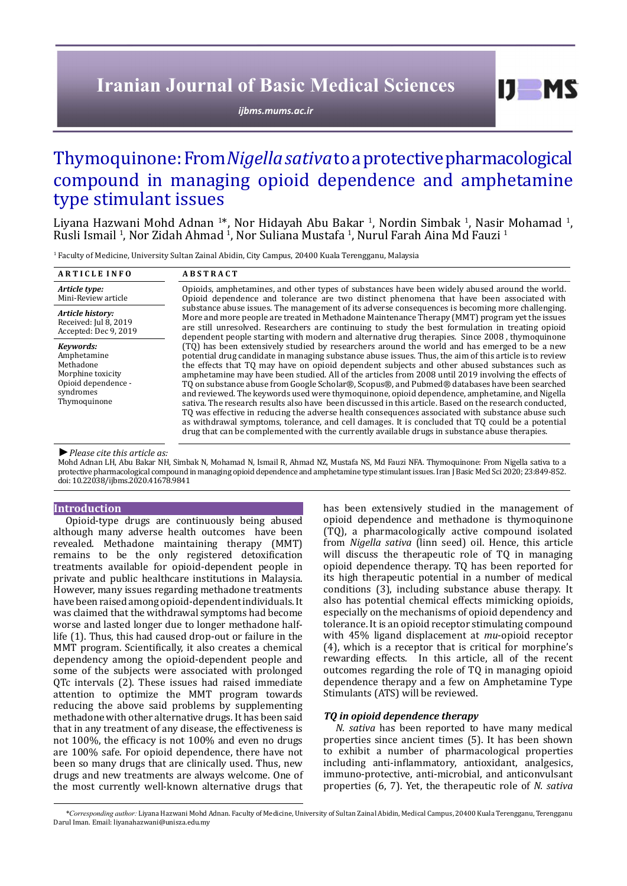# Thymoquinone: From *Nigella sativa* to a protective pharmacological compound in managing opioid dependence and amphetamine type stimulant issues

Liyana Hazwani Mohd Adnan [1]*, Nor Hidayah Abu Bakar [1], Nordin Simbak [1], Nasir Mohamad [1], Rusli Ismail [1], Nor Zidah Ahmad [1], Nor Suliana Mustafa [1], Nurul Farah Aina Md Fauzi [1]

[1] Faculty of Medicine, University Sultan Zainal Abidin, City Campus, 20400 Kuala Terengganu, Malaysia

**ARTICLE INFO**

*Article type:*
Mini-Review article

*Article history:*
Received: Jul 8, 2019
Accepted: Dec 9, 2019

*Keywords:*
Amphetamine
Methadone
Morphine toxicity
Opioid dependence - syndromes
Thymoquinone

**ABSTRACT**

Opioids, amphetamines, and other types of substances have been widely abused around the world. Opioid dependence and tolerance are two distinct phenomena that have been associated with substance abuse issues. The management of its adverse consequences is becoming more challenging. More and more people are treated in Methadone Maintenance Therapy (MMT) program yet the issues are still unresolved. Researchers are continuing to study the best formulation in treating opioid dependent people starting with modern and alternative drug therapies. Since 2008 , thymoquinone (TQ) has been extensively studied by researchers around the world and has emerged to be a new potential drug candidate in managing substance abuse issues. Thus, the aim of this article is to review the effects that TQ may have on opioid dependent subjects and other abused substances such as amphetamine may have been studied. All of the articles from 2008 until 2019 involving the effects of TQ on substance abuse from Google Scholar®, Scopus®, and Pubmed® databases have been searched and reviewed. The keywords used were thymoquinone, opioid dependence, amphetamine, and Nigella sativa. The research results also have been discussed in this article. Based on the research conducted, TQ was effective in reducing the adverse health consequences associated with substance abuse such as withdrawal symptoms, tolerance, and cell damages. It is concluded that TQ could be a potential drug that can be complemented with the currently available drugs in substance abuse therapies.

► *Please cite this article as:*
Mohd Adnan LH, Abu Bakar NH, Simbak N, Mohamad N, Ismail R, Ahmad NZ, Mustafa NS, Md Fauzi NFA. Thymoquinone: From Nigella sativa to a protective pharmacological compound in managing opioid dependence and amphetamine type stimulant issues. Iran J Basic Med Sci 2020; 23:849-852. doi: 10.22038/ijbms.2020.41678.9841

## Introduction

Opioid-type drugs are continuously being abused although many adverse health outcomes have been revealed. Methadone maintaining therapy (MMT) remains to be the only registered detoxification treatments available for opioid-dependent people in private and public healthcare institutions in Malaysia. However, many issues regarding methadone treatments have been raised among opioid-dependent individuals. It was claimed that the withdrawal symptoms had become worse and lasted longer due to longer methadone half-life (1). Thus, this had caused drop-out or failure in the MMT program. Scientifically, it also creates a chemical dependency among the opioid-dependent people and some of the subjects were associated with prolonged QTc intervals (2). These issues had raised immediate attention to optimize the MMT program towards reducing the above said problems by supplementing methadone with other alternative drugs. It has been said that in any treatment of any disease, the effectiveness is not 100%, the efficacy is not 100% and even no drugs are 100% safe. For opioid dependence, there have not been so many drugs that are clinically used. Thus, new drugs and new treatments are always welcome. One of the most currently well-known alternative drugs that has been extensively studied in the management of opioid dependence and methadone is thymoquinone (TQ), a pharmacologically active compound isolated from *Nigella sativa* (linn seed) oil. Hence, this article will discuss the therapeutic role of TQ in managing opioid dependence therapy. TQ has been reported for its high therapeutic potential in a number of medical conditions (3), including substance abuse therapy. It also has potential chemical effects mimicking opioids, especially on the mechanisms of opioid dependency and tolerance. It is an opioid receptor stimulating compound with 45% ligand displacement at *mu*-opioid receptor (4), which is a receptor that is critical for morphine's rewarding effects. In this article, all of the recent outcomes regarding the role of TQ in managing opioid dependence therapy and a few on Amphetamine Type Stimulants (ATS) will be reviewed.

### *TQ in opioid dependence therapy*

*N. sativa* has been reported to have many medical properties since ancient times (5). It has been shown to exhibit a number of pharmacological properties including anti-inflammatory, antioxidant, analgesics, immuno-protective, anti-microbial, and anticonvulsant properties (6, 7). Yet, the therapeutic role of *N. sativa*

*\*Corresponding author:* Liyana Hazwani Mohd Adnan. Faculty of Medicine, University Sultan Zainal Abidin, Medical Campus, 20400 Kuala Terengganu, Terengganu Darul Iman. Email: liyanahazwani@unisza.edu.my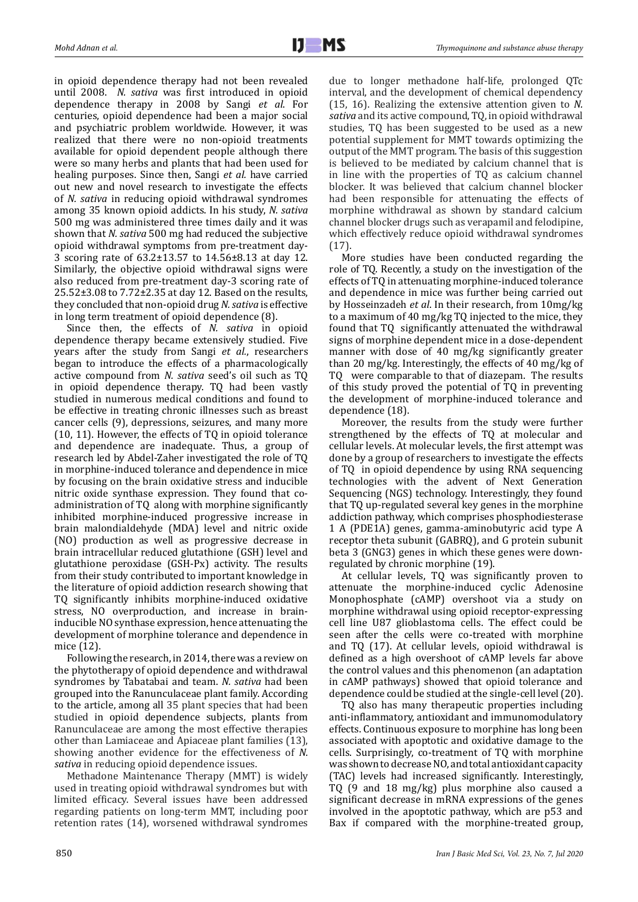in opioid dependence therapy had not been revealed until 2008. *N. sativa* was first introduced in opioid dependence therapy in 2008 by Sangi *et al*. For centuries, opioid dependence had been a major social and psychiatric problem worldwide. However, it was realized that there were no non-opioid treatments available for opioid dependent people although there were so many herbs and plants that had been used for healing purposes. Since then, Sangi *et al.* have carried out new and novel research to investigate the effects of *N. sativa* in reducing opioid withdrawal syndromes among 35 known opioid addicts. In his study, *N. sativa* 500 mg was administered three times daily and it was shown that *N. sativa* 500 mg had reduced the subjective opioid withdrawal symptoms from pre-treatment day-3 scoring rate of 63.2±13.57 to 14.56±8.13 at day 12. Similarly, the objective opioid withdrawal signs were also reduced from pre-treatment day-3 scoring rate of 25.52±3.08 to 7.72±2.35 at day 12. Based on the results, they concluded that non-opioid drug *N. sativa* is effective in long term treatment of opioid dependence (8).

Since then, the effects of *N. sativa* in opioid dependence therapy became extensively studied. Five years after the study from Sangi *et al*., researchers began to introduce the effects of a pharmacologically active compound from *N. sativa* seed's oil such as TQ in opioid dependence therapy. TQ had been vastly studied in numerous medical conditions and found to be effective in treating chronic illnesses such as breast cancer cells (9), depressions, seizures, and many more (10, 11). However, the effects of TQ in opioid tolerance and dependence are inadequate. Thus, a group of research led by Abdel-Zaher investigated the role of TQ in morphine-induced tolerance and dependence in mice by focusing on the brain oxidative stress and inducible nitric oxide synthase expression. They found that co-administration of TQ along with morphine significantly inhibited morphine-induced progressive increase in brain malondialdehyde (MDA) level and nitric oxide (NO) production as well as progressive decrease in brain intracellular reduced glutathione (GSH) level and glutathione peroxidase (GSH-Px) activity. The results from their study contributed to important knowledge in the literature of opioid addiction research showing that TQ significantly inhibits morphine-induced oxidative stress, NO overproduction, and increase in brain-inducible NO synthase expression, hence attenuating the development of morphine tolerance and dependence in mice (12).

Following the research, in 2014, there was a review on the phytotherapy of opioid dependence and withdrawal syndromes by Tabatabai and team. *N. sativa* had been grouped into the Ranunculaceae plant family. According to the article, among all 35 plant species that had been studied in opioid dependence subjects, plants from Ranunculaceae are among the most effective therapies other than Lamiaceae and Apiaceae plant families (13), showing another evidence for the effectiveness of *N. sativa* in reducing opioid dependence issues.

Methadone Maintenance Therapy (MMT) is widely used in treating opioid withdrawal syndromes but with limited efficacy. Several issues have been addressed regarding patients on long-term MMT, including poor retention rates (14), worsened withdrawal syndromes due to longer methadone half-life, prolonged QTc interval, and the development of chemical dependency (15, 16). Realizing the extensive attention given to *N. sativa* and its active compound, TQ, in opioid withdrawal studies, TQ has been suggested to be used as a new potential supplement for MMT towards optimizing the output of the MMT program. The basis of this suggestion is believed to be mediated by calcium channel that is in line with the properties of TQ as calcium channel blocker. It was believed that calcium channel blocker had been responsible for attenuating the effects of morphine withdrawal as shown by standard calcium channel blocker drugs such as verapamil and felodipine, which effectively reduce opioid withdrawal syndromes (17).

More studies have been conducted regarding the role of TQ. Recently, a study on the investigation of the effects of TQ in attenuating morphine-induced tolerance and dependence in mice was further being carried out by Hosseinzadeh *et al*. In their research, from 10mg/kg to a maximum of 40 mg/kg TQ injected to the mice, they found that TQ significantly attenuated the withdrawal signs of morphine dependent mice in a dose-dependent manner with dose of 40 mg/kg significantly greater than 20 mg/kg. Interestingly, the effects of 40 mg/kg of TQ were comparable to that of diazepam. The results of this study proved the potential of TQ in preventing the development of morphine-induced tolerance and dependence (18).

Moreover, the results from the study were further strengthened by the effects of TQ at molecular and cellular levels. At molecular levels, the first attempt was done by a group of researchers to investigate the effects of TQ in opioid dependence by using RNA sequencing technologies with the advent of Next Generation Sequencing (NGS) technology. Interestingly, they found that TQ up-regulated several key genes in the morphine addiction pathway, which comprises phosphodiesterase 1 A (PDE1A) genes, gamma-aminobutyric acid type A receptor theta subunit (GABRQ), and G protein subunit beta 3 (GNG3) genes in which these genes were down-regulated by chronic morphine (19).

At cellular levels, TQ was significantly proven to attenuate the morphine-induced cyclic Adenosine Monophosphate (cAMP) overshoot via a study on morphine withdrawal using opioid receptor-expressing cell line U87 glioblastoma cells. The effect could be seen after the cells were co-treated with morphine and TQ (17). At cellular levels, opioid withdrawal is defined as a high overshoot of cAMP levels far above the control values and this phenomenon (an adaptation in cAMP pathways) showed that opioid tolerance and dependence could be studied at the single-cell level (20).

TQ also has many therapeutic properties including anti-inflammatory, antioxidant and immunomodulatory effects. Continuous exposure to morphine has long been associated with apoptotic and oxidative damage to the cells. Surprisingly, co-treatment of TQ with morphine was shown to decrease NO, and total antioxidant capacity (TAC) levels had increased significantly. Interestingly, TQ (9 and 18 mg/kg) plus morphine also caused a significant decrease in mRNA expressions of the genes involved in the apoptotic pathway, which are p53 and Bax if compared with the morphine-treated group,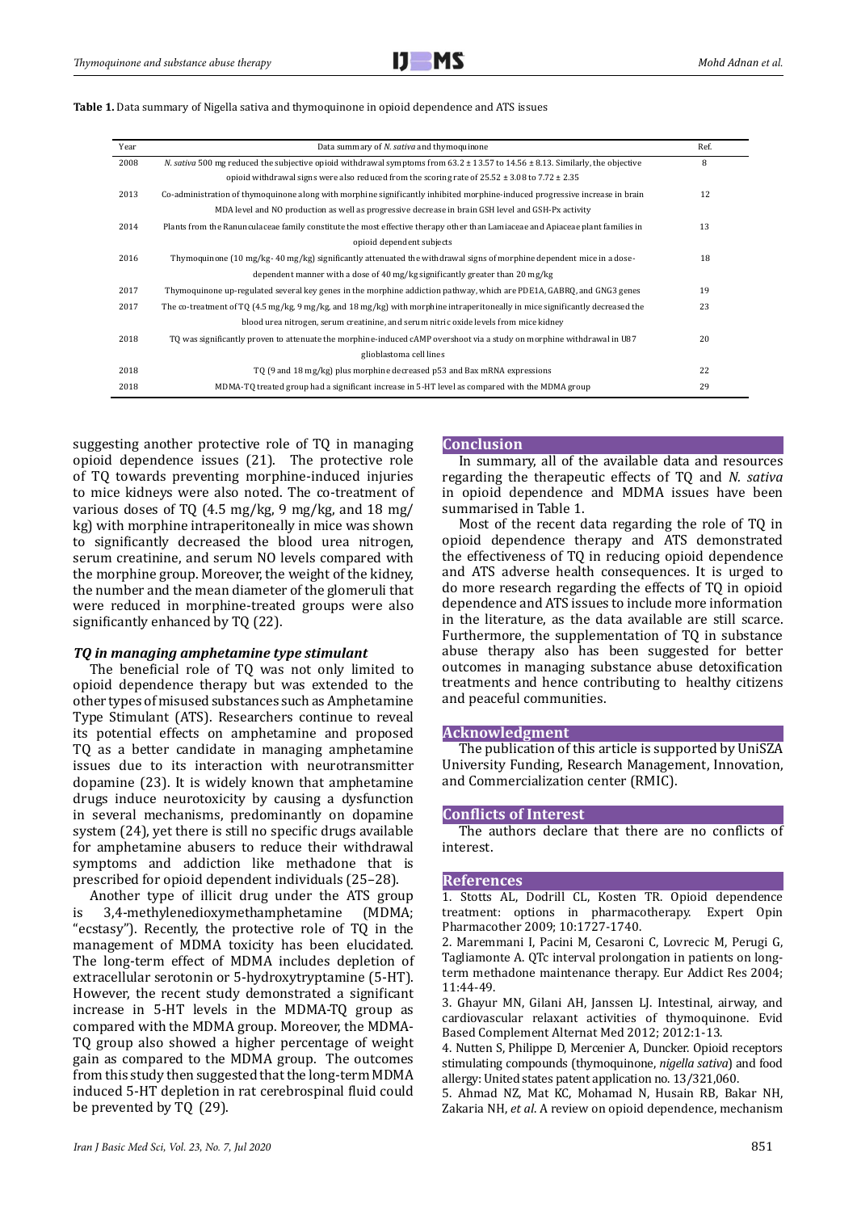**Table 1.** Data summary of Nigella sativa and thymoquinone in opioid dependence and ATS issues

| Year | Data summary of *N. sativa* and thymoquinone | Ref. |
|---|---|---|
| 2008 | *N. sativa* 500 mg reduced the subjective opioid withdrawal symptoms from 63.2 ± 13.57 to 14.56 ± 8.13. Similarly, the objective opioid withdrawal signs were also reduced from the scoring rate of 25.52 ± 3.08 to 7.72 ± 2.35 | 8 |
| 2013 | Co-administration of thymoquinone along with morphine significantly inhibited morphine-induced progressive increase in brain MDA level and NO production as well as progressive decrease in brain GSH level and GSH-Px activity | 12 |
| 2014 | Plants from the Ranunculaceae family constitute the most effective therapy other than Lamiaceae and Apiaceae plant families in opioid dependent subjects | 13 |
| 2016 | Thymoquinone (10 mg/kg- 40 mg/kg) significantly attenuated the withdrawal signs of morphine dependent mice in a dose-dependent manner with a dose of 40 mg/kg significantly greater than 20 mg/kg | 18 |
| 2017 | Thymoquinone up-regulated several key genes in the morphine addiction pathway, which are PDE1A, GABRQ, and GNG3 genes | 19 |
| 2017 | The co-treatment of TQ (4.5 mg/kg, 9 mg/kg, and 18 mg/kg) with morphine intraperitoneally in mice significantly decreased the blood urea nitrogen, serum creatinine, and serum nitric oxide levels from mice kidney | 23 |
| 2018 | TQ was significantly proven to attenuate the morphine-induced cAMP overshoot via a study on morphine withdrawal in U87 glioblastoma cell lines | 20 |
| 2018 | TQ (9 and 18 mg/kg) plus morphine decreased p53 and Bax mRNA expressions | 22 |
| 2018 | MDMA-TQ treated group had a significant increase in 5-HT level as compared with the MDMA group | 29 |

suggesting another protective role of TQ in managing opioid dependence issues (21). The protective role of TQ towards preventing morphine-induced injuries to mice kidneys were also noted. The co-treatment of various doses of TQ (4.5 mg/kg, 9 mg/kg, and 18 mg/kg) with morphine intraperitoneally in mice was shown to significantly decreased the blood urea nitrogen, serum creatinine, and serum NO levels compared with the morphine group. Moreover, the weight of the kidney, the number and the mean diameter of the glomeruli that were reduced in morphine-treated groups were also significantly enhanced by TQ (22).

### *TQ in managing amphetamine type stimulant*

The beneficial role of TQ was not only limited to opioid dependence therapy but was extended to the other types of misused substances such as Amphetamine Type Stimulant (ATS). Researchers continue to reveal its potential effects on amphetamine and proposed TQ as a better candidate in managing amphetamine issues due to its interaction with neurotransmitter dopamine (23). It is widely known that amphetamine drugs induce neurotoxicity by causing a dysfunction in several mechanisms, predominantly on dopamine system (24), yet there is still no specific drugs available for amphetamine abusers to reduce their withdrawal symptoms and addiction like methadone that is prescribed for opioid dependent individuals (25–28).

Another type of illicit drug under the ATS group is 3,4-methylenedioxymethamphetamine (MDMA; "ecstasy"). Recently, the protective role of TQ in the management of MDMA toxicity has been elucidated. The long-term effect of MDMA includes depletion of extracellular serotonin or 5-hydroxytryptamine (5-HT). However, the recent study demonstrated a significant increase in 5-HT levels in the MDMA-TQ group as compared with the MDMA group. Moreover, the MDMA-TQ group also showed a higher percentage of weight gain as compared to the MDMA group. The outcomes from this study then suggested that the long-term MDMA induced 5-HT depletion in rat cerebrospinal fluid could be prevented by TQ (29).

## Conclusion

In summary, all of the available data and resources regarding the therapeutic effects of TQ and *N. sativa* in opioid dependence and MDMA issues have been summarised in Table 1.

Most of the recent data regarding the role of TQ in opioid dependence therapy and ATS demonstrated the effectiveness of TQ in reducing opioid dependence and ATS adverse health consequences. It is urged to do more research regarding the effects of TQ in opioid dependence and ATS issues to include more information in the literature, as the data available are still scarce. Furthermore, the supplementation of TQ in substance abuse therapy also has been suggested for better outcomes in managing substance abuse detoxification treatments and hence contributing to healthy citizens and peaceful communities.

## Acknowledgment

The publication of this article is supported by UniSZA University Funding, Research Management, Innovation, and Commercialization center (RMIC).

## Conflicts of Interest

The authors declare that there are no conflicts of interest.

## References

1. Stotts AL, Dodrill CL, Kosten TR. Opioid dependence treatment: options in pharmacotherapy. Expert Opin Pharmacother 2009; 10:1727-1740.
2. Maremmani I, Pacini M, Cesaroni C, Lovrecic M, Perugi G, Tagliamonte A. QTc interval prolongation in patients on long-term methadone maintenance therapy. Eur Addict Res 2004; 11:44-49.
3. Ghayur MN, Gilani AH, Janssen LJ. Intestinal, airway, and cardiovascular relaxant activities of thymoquinone. Evid Based Complement Alternat Med 2012; 2012:1-13.
4. Nutten S, Philippe D, Mercenier A, Duncker. Opioid receptors stimulating compounds (thymoquinone, *nigella sativa*) and food allergy: United states patent application no. 13/321,060.
5. Ahmad NZ, Mat KC, Mohamad N, Husain RB, Bakar NH, Zakaria NH, *et al*. A review on opioid dependence, mechanism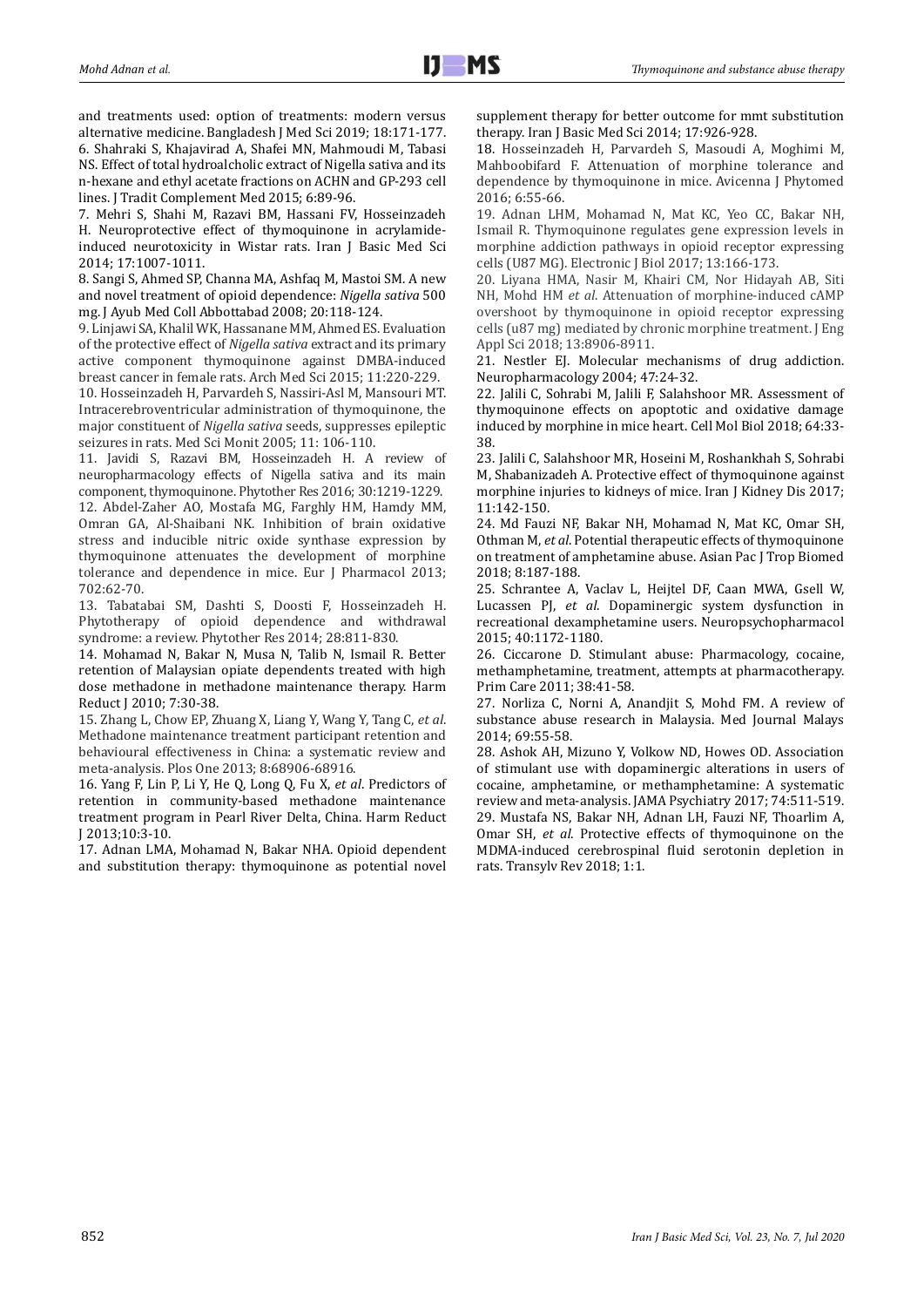and treatments used: option of treatments: modern versus alternative medicine. Bangladesh J Med Sci 2019; 18:171-177.

6. Shahraki S, Khajavirad A, Shafei MN, Mahmoudi M, Tabasi NS. Effect of total hydroalcholic extract of Nigella sativa and its n-hexane and ethyl acetate fractions on ACHN and GP-293 cell lines. J Tradit Complement Med 2015; 6:89-96.

7. Mehri S, Shahi M, Razavi BM, Hassani FV, Hosseinzadeh H. Neuroprotective effect of thymoquinone in acrylamide-induced neurotoxicity in Wistar rats. Iran J Basic Med Sci 2014; 17:1007-1011.

8. Sangi S, Ahmed SP, Channa MA, Ashfaq M, Mastoi SM. A new and novel treatment of opioid dependence: *Nigella sativa* 500 mg. J Ayub Med Coll Abbottabad 2008; 20:118-124.

9. Linjawi SA, Khalil WK, Hassanane MM, Ahmed ES. Evaluation of the protective effect of *Nigella sativa* extract and its primary active component thymoquinone against DMBA-induced breast cancer in female rats. Arch Med Sci 2015; 11:220-229.

10. Hosseinzadeh H, Parvardeh S, Nassiri-Asl M, Mansouri MT. Intracerebroventricular administration of thymoquinone, the major constituent of *Nigella sativa* seeds, suppresses epileptic seizures in rats. Med Sci Monit 2005; 11: 106-110.

11. Javidi S, Razavi BM, Hosseinzadeh H. A review of neuropharmacology effects of Nigella sativa and its main component, thymoquinone. Phytother Res 2016; 30:1219-1229.

12. Abdel-Zaher AO, Mostafa MG, Farghly HM, Hamdy MM, Omran GA, Al-Shaibani NK. Inhibition of brain oxidative stress and inducible nitric oxide synthase expression by thymoquinone attenuates the development of morphine tolerance and dependence in mice. Eur J Pharmacol 2013; 702:62-70.

13. Tabatabai SM, Dashti S, Doosti F, Hosseinzadeh H. Phytotherapy of opioid dependence and withdrawal syndrome: a review. Phytother Res 2014; 28:811-830.

14. Mohamad N, Bakar N, Musa N, Talib N, Ismail R. Better retention of Malaysian opiate dependents treated with high dose methadone in methadone maintenance therapy. Harm Reduct J 2010; 7:30-38.

15. Zhang L, Chow EP, Zhuang X, Liang Y, Wang Y, Tang C, *et al*. Methadone maintenance treatment participant retention and behavioural effectiveness in China: a systematic review and meta-analysis. Plos One 2013; 8:68906-68916.

16. Yang F, Lin P, Li Y, He Q, Long Q, Fu X, *et al*. Predictors of retention in community-based methadone maintenance treatment program in Pearl River Delta, China. Harm Reduct J 2013;10:3-10.

17. Adnan LMA, Mohamad N, Bakar NHA. Opioid dependent and substitution therapy: thymoquinone as potential novel supplement therapy for better outcome for mmt substitution therapy. Iran J Basic Med Sci 2014; 17:926-928.

18. Hosseinzadeh H, Parvardeh S, Masoudi A, Moghimi M, Mahboobifard F. Attenuation of morphine tolerance and dependence by thymoquinone in mice. Avicenna J Phytomed 2016; 6:55-66.

19. Adnan LHM, Mohamad N, Mat KC, Yeo CC, Bakar NH, Ismail R. Thymoquinone regulates gene expression levels in morphine addiction pathways in opioid receptor expressing cells (U87 MG). Electronic J Biol 2017; 13:166-173.

20. Liyana HMA, Nasir M, Khairi CM, Nor Hidayah AB, Siti NH, Mohd HM *et al*. Attenuation of morphine-induced cAMP overshoot by thymoquinone in opioid receptor expressing cells (u87 mg) mediated by chronic morphine treatment. J Eng Appl Sci 2018; 13:8906-8911.

21. Nestler EJ. Molecular mechanisms of drug addiction. Neuropharmacology 2004; 47:24-32.

22. Jalili C, Sohrabi M, Jalili F, Salahshoor MR. Assessment of thymoquinone effects on apoptotic and oxidative damage induced by morphine in mice heart. Cell Mol Biol 2018; 64:33-38.

23. Jalili C, Salahshoor MR, Hoseini M, Roshankhah S, Sohrabi M, Shabanizadeh A. Protective effect of thymoquinone against morphine injuries to kidneys of mice. Iran J Kidney Dis 2017; 11:142-150.

24. Md Fauzi NF, Bakar NH, Mohamad N, Mat KC, Omar SH, Othman M, *et al*. Potential therapeutic effects of thymoquinone on treatment of amphetamine abuse. Asian Pac J Trop Biomed 2018; 8:187-188.

25. Schrantee A, Vaclav L, Heijtel DF, Caan MWA, Gsell W, Lucassen PJ, *et al*. Dopaminergic system dysfunction in recreational dexamphetamine users. Neuropsychopharmacol 2015; 40:1172-1180.

26. Ciccarone D. Stimulant abuse: Pharmacology, cocaine, methamphetamine, treatment, attempts at pharmacotherapy. Prim Care 2011; 38:41-58.

27. Norliza C, Norni A, Anandjit S, Mohd FM. A review of substance abuse research in Malaysia. Med Journal Malays 2014; 69:55-58.

28. Ashok AH, Mizuno Y, Volkow ND, Howes OD. Association of stimulant use with dopaminergic alterations in users of cocaine, amphetamine, or methamphetamine: A systematic review and meta-analysis. JAMA Psychiatry 2017; 74:511-519.

29. Mustafa NS, Bakar NH, Adnan LH, Fauzi NF, Thoarlim A, Omar SH, *et al*. Protective effects of thymoquinone on the MDMA-induced cerebrospinal fluid serotonin depletion in rats. Transylv Rev 2018; 1:1.